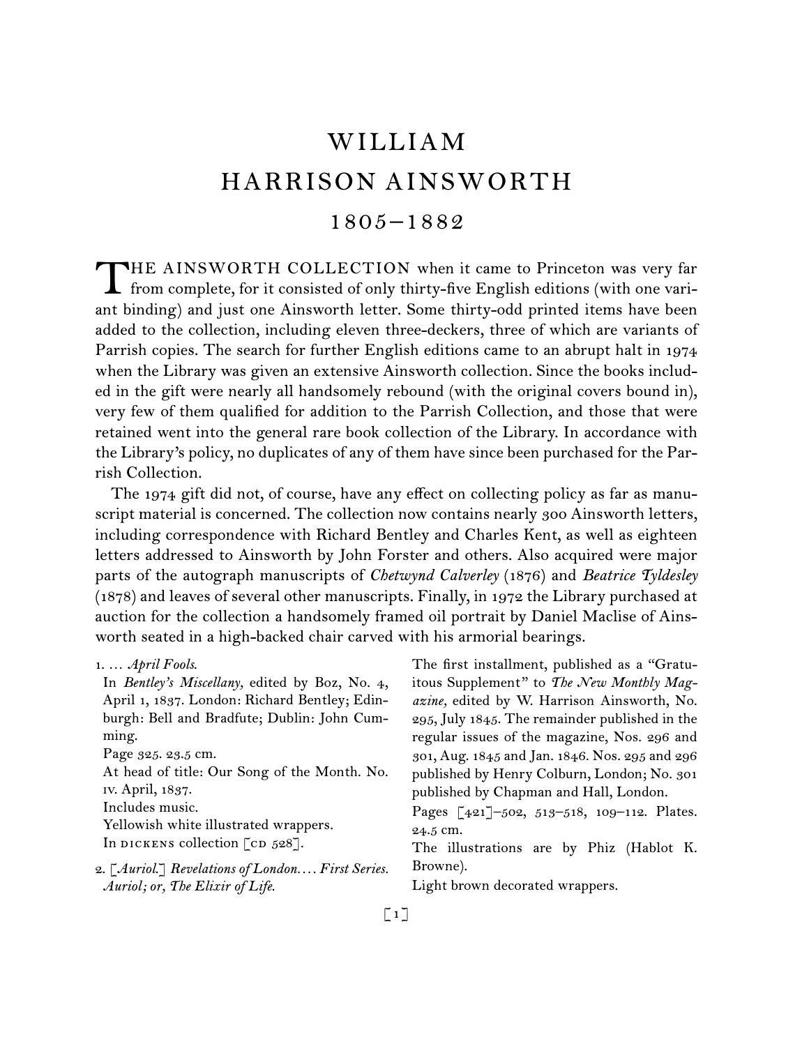# WILLIAM HARRISON AINSWORTH

## 1805–1882

THE AINSWORTH COLLECTION when it came to Princeton was very far from complete, for it consisted of only thirty-five English editions (with one variant binding) and just one Ainsworth letter. Some thirty-odd printed items have been added to the collection, including eleven three-deckers, three of which are variants of Parrish copies. The search for further English editions came to an abrupt halt in 1974 when the Library was given an extensive Ainsworth collection. Since the books included in the gift were nearly all handsomely rebound (with the original covers bound in), very few of them qualified for addition to the Parrish Collection, and those that were retained went into the general rare book collection of the Library. In accordance with the Library's policy, no duplicates of any of them have since been purchased for the Parrish Collection.

The 1974 gift did not, of course, have any effect on collecting policy as far as manuscript material is concerned. The collection now contains nearly 300 Ainsworth letters, including correspondence with Richard Bentley and Charles Kent, as well as eighteen letters addressed to Ainsworth by John Forster and others. Also acquired were major parts of the autograph manuscripts of *Chetwynd Calverley* (1876) and *Beatrice Tyldesley* (1878) and leaves of several other manuscripts. Finally, in 1972 the Library purchased at auction for the collection a handsomely framed oil portrait by Daniel Maclise of Ainsworth seated in a high-backed chair carved with his armorial bearings.

1. … *April Fools.*
In *Bentley's Miscellany,* edited by Boz, No. 4, April 1, 1837. London: Richard Bentley; Edinburgh: Bell and Bradfute; Dublin: John Cumming.
Page 325. 23.5 cm.
At head of title: Our Song of the Month. No. iv. April, 1837.
Includes music.
Yellowish white illustrated wrappers.
In DICKENS collection [CD 528].

2. [*Auriol.*] *Revelations of London.… First Series. Auriol; or, The Elixir of Life.*
The first installment, published as a "Gratuitous Supplement" to *The New Monthly Magazine,* edited by W. Harrison Ainsworth, No. 295, July 1845. The remainder published in the regular issues of the magazine, Nos. 296 and 301, Aug. 1845 and Jan. 1846. Nos. 295 and 296 published by Henry Colburn, London; No. 301 published by Chapman and Hall, London.
Pages [421]–502, 513–518, 109–112. Plates. 24.5 cm.
The illustrations are by Phiz (Hablot K. Browne).
Light brown decorated wrappers.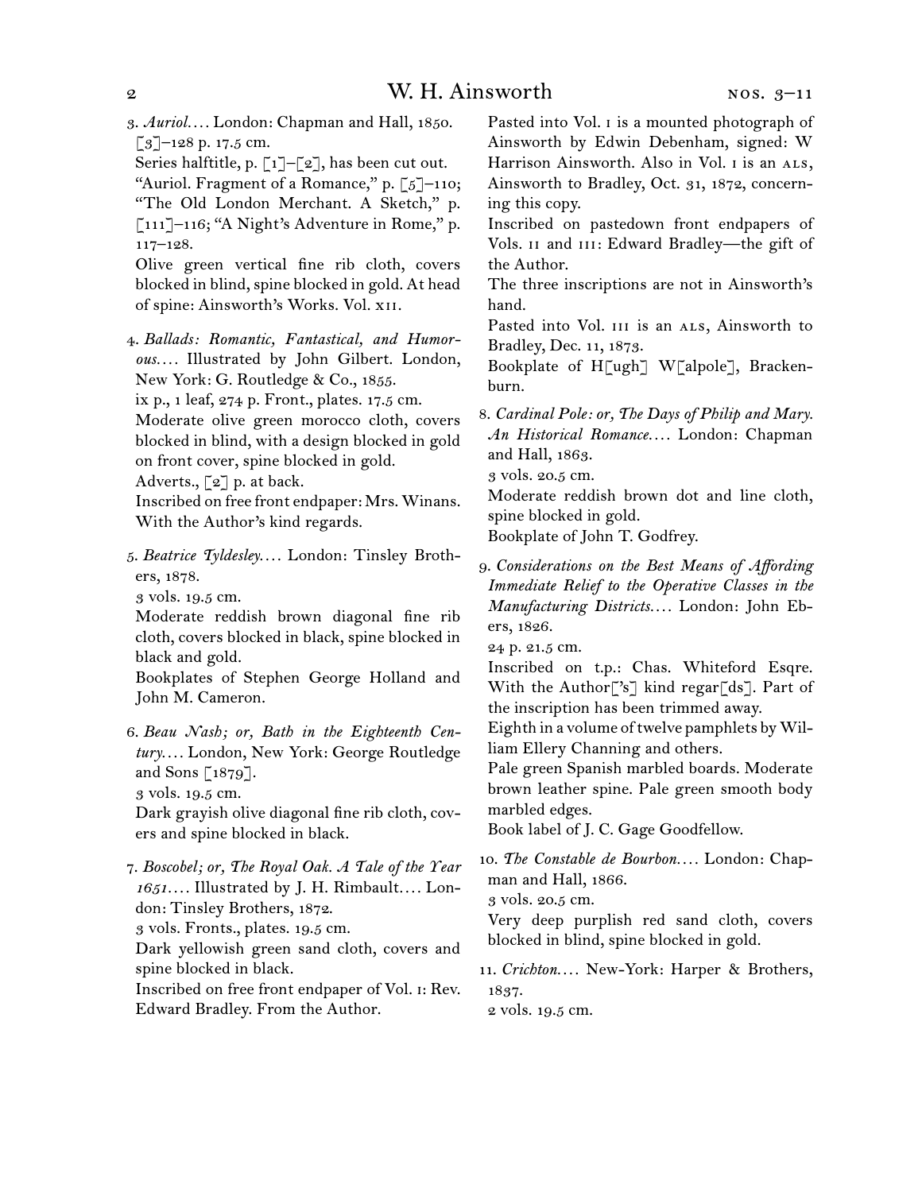3. *Auriol.*... London: Chapman and Hall, 1850.
[3]–128 p. 17.5 cm.
Series halftitle, p. [1]–[2], has been cut out.
"Auriol. Fragment of a Romance," p. [5]–110; "The Old London Merchant. A Sketch," p. [111]–116; "A Night's Adventure in Rome," p. 117–128.
Olive green vertical fine rib cloth, covers blocked in blind, spine blocked in gold. At head of spine: Ainsworth's Works. Vol. xii.

4. *Ballads: Romantic, Fantastical, and Humorous.*... Illustrated by John Gilbert. London, New York: G. Routledge & Co., 1855.
ix p., 1 leaf, 274 p. Front., plates. 17.5 cm.
Moderate olive green morocco cloth, covers blocked in blind, with a design blocked in gold on front cover, spine blocked in gold.
Adverts., [2] p. at back.
Inscribed on free front endpaper: Mrs. Winans. With the Author's kind regards.

5. *Beatrice Tyldesley.*... London: Tinsley Brothers, 1878.
3 vols. 19.5 cm.
Moderate reddish brown diagonal fine rib cloth, covers blocked in black, spine blocked in black and gold.
Bookplates of Stephen George Holland and John M. Cameron.

6. *Beau Nash; or, Bath in the Eighteenth Century.*... London, New York: George Routledge and Sons [1879].
3 vols. 19.5 cm.
Dark grayish olive diagonal fine rib cloth, covers and spine blocked in black.

7. *Boscobel; or, The Royal Oak. A Tale of the Year 1651.*... Illustrated by J. H. Rimbault.... London: Tinsley Brothers, 1872.
3 vols. Fronts., plates. 19.5 cm.
Dark yellowish green sand cloth, covers and spine blocked in black.
Inscribed on free front endpaper of Vol. i: Rev. Edward Bradley. From the Author.
Pasted into Vol. i is a mounted photograph of Ainsworth by Edwin Debenham, signed: W Harrison Ainsworth. Also in Vol. i is an als, Ainsworth to Bradley, Oct. 31, 1872, concerning this copy.
Inscribed on pastedown front endpapers of Vols. ii and iii: Edward Bradley—the gift of the Author.
The three inscriptions are not in Ainsworth's hand.
Pasted into Vol. iii is an als, Ainsworth to Bradley, Dec. 11, 1873.
Bookplate of H[ugh] W[alpole], Brackenburn.

8. *Cardinal Pole: or, The Days of Philip and Mary. An Historical Romance.*... London: Chapman and Hall, 1863.
3 vols. 20.5 cm.
Moderate reddish brown dot and line cloth, spine blocked in gold.
Bookplate of John T. Godfrey.

9. *Considerations on the Best Means of Affording Immediate Relief to the Operative Classes in the Manufacturing Districts.*... London: John Ebers, 1826.
24 p. 21.5 cm.
Inscribed on t.p.: Chas. Whiteford Esqre. With the Author['s] kind regar[ds]. Part of the inscription has been trimmed away.
Eighth in a volume of twelve pamphlets by William Ellery Channing and others.
Pale green Spanish marbled boards. Moderate brown leather spine. Pale green smooth body marbled edges.
Book label of J. C. Gage Goodfellow.

10. *The Constable de Bourbon.*... London: Chapman and Hall, 1866.
3 vols. 20.5 cm.
Very deep purplish red sand cloth, covers blocked in blind, spine blocked in gold.

11. *Crichton.*... New-York: Harper & Brothers, 1837.
2 vols. 19.5 cm.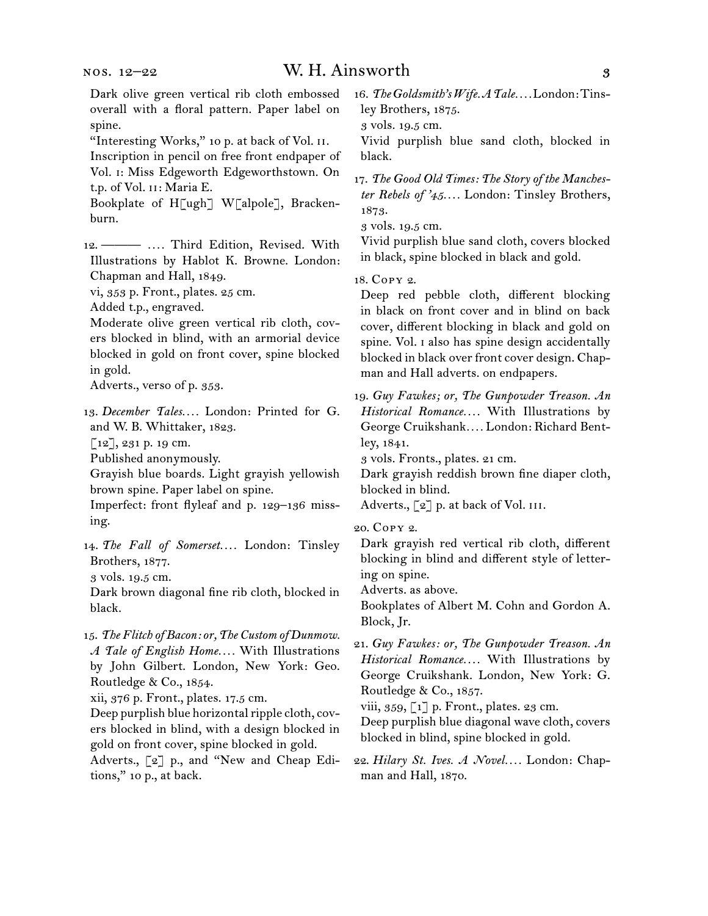Dark olive green vertical rib cloth embossed overall with a floral pattern. Paper label on spine.
"Interesting Works," 10 p. at back of Vol. II.
Inscription in pencil on free front endpaper of Vol. I: Miss Edgeworth Edgeworthstown. On t.p. of Vol. II: Maria E.
Bookplate of H[ugh] W[alpole], Brackenburn.

12. ——— .... Third Edition, Revised. With Illustrations by Hablot K. Browne. London: Chapman and Hall, 1849.
vi, 353 p. Front., plates. 25 cm.
Added t.p., engraved.
Moderate olive green vertical rib cloth, covers blocked in blind, with an armorial device blocked in gold on front cover, spine blocked in gold.
Adverts., verso of p. 353.

13. *December Tales*.... London: Printed for G. and W. B. Whittaker, 1823.
[12], 231 p. 19 cm.
Published anonymously.
Grayish blue boards. Light grayish yellowish brown spine. Paper label on spine.
Imperfect: front flyleaf and p. 129–136 missing.

14. *The Fall of Somerset*.... London: Tinsley Brothers, 1877.
3 vols. 19.5 cm.
Dark brown diagonal fine rib cloth, blocked in black.

15. *The Flitch of Bacon: or, The Custom of Dunmow. A Tale of English Home*.... With Illustrations by John Gilbert. London, New York: Geo. Routledge & Co., 1854.
xii, 376 p. Front., plates. 17.5 cm.
Deep purplish blue horizontal ripple cloth, covers blocked in blind, with a design blocked in gold on front cover, spine blocked in gold.
Adverts., [2] p., and "New and Cheap Editions," 10 p., at back.

16. *The Goldsmith's Wife. A Tale*.... London: Tinsley Brothers, 1875.
3 vols. 19.5 cm.
Vivid purplish blue sand cloth, blocked in black.

17. *The Good Old Times: The Story of the Manchester Rebels of '45*.... London: Tinsley Brothers, 1873.
3 vols. 19.5 cm.
Vivid purplish blue sand cloth, covers blocked in black, spine blocked in black and gold.

18. Copy 2.
Deep red pebble cloth, different blocking in black on front cover and in blind on back cover, different blocking in black and gold on spine. Vol. I also has spine design accidentally blocked in black over front cover design. Chapman and Hall adverts. on endpapers.

19. *Guy Fawkes; or, The Gunpowder Treason. An Historical Romance*.... With Illustrations by George Cruikshank.... London: Richard Bentley, 1841.
3 vols. Fronts., plates. 21 cm.
Dark grayish reddish brown fine diaper cloth, blocked in blind.
Adverts., [2] p. at back of Vol. III.

20. Copy 2.
Dark grayish red vertical rib cloth, different blocking in blind and different style of lettering on spine.
Adverts. as above.
Bookplates of Albert M. Cohn and Gordon A. Block, Jr.

21. *Guy Fawkes: or, The Gunpowder Treason. An Historical Romance*.... With Illustrations by George Cruikshank. London, New York: G. Routledge & Co., 1857.
viii, 359, [1] p. Front., plates. 23 cm.
Deep purplish blue diagonal wave cloth, covers blocked in blind, spine blocked in gold.

22. *Hilary St. Ives. A Novel*.... London: Chapman and Hall, 1870.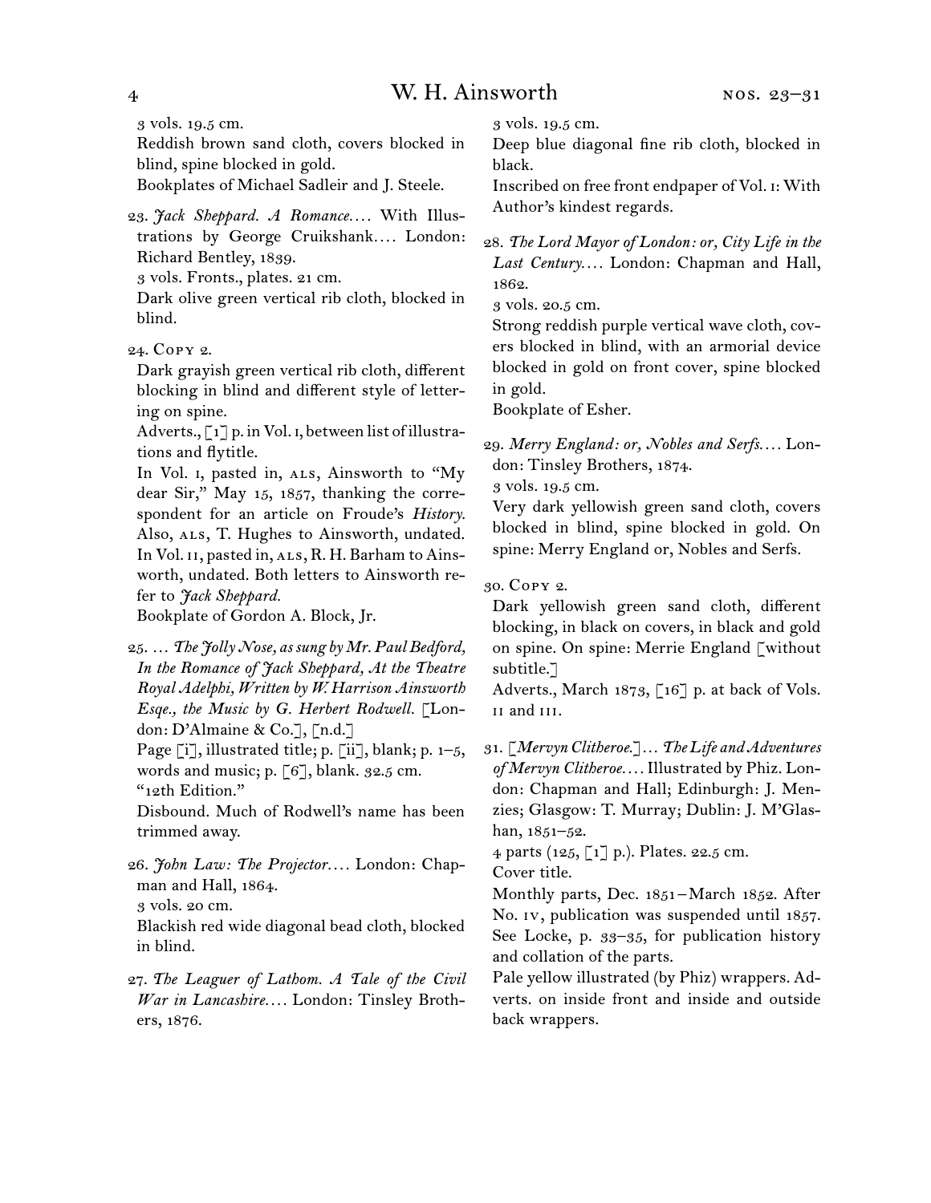3 vols. 19.5 cm.

Reddish brown sand cloth, covers blocked in blind, spine blocked in gold.

Bookplates of Michael Sadleir and J. Steele.

23. *Jack Sheppard. A Romance*.... With Illustrations by George Cruikshank.... London: Richard Bentley, 1839.

3 vols. Fronts., plates. 21 cm.

Dark olive green vertical rib cloth, blocked in blind.

24. Copy 2.

Dark grayish green vertical rib cloth, different blocking in blind and different style of lettering on spine.

Adverts., [1] p. in Vol. i, between list of illustrations and flytitle.

In Vol. i, pasted in, als, Ainsworth to "My dear Sir," May 15, 1857, thanking the correspondent for an article on Froude's *History*. Also, als, T. Hughes to Ainsworth, undated. In Vol. ii, pasted in, als, R. H. Barham to Ainsworth, undated. Both letters to Ainsworth refer to *Jack Sheppard*.

Bookplate of Gordon A. Block, Jr.

25. ... *The Jolly Nose, as sung by Mr. Paul Bedford, In the Romance of Jack Sheppard, At the Theatre Royal Adelphi, Written by W. Harrison Ainsworth Esqe., the Music by G. Herbert Rodwell.* [London: D'Almaine & Co.], [n.d.]

Page [i], illustrated title; p. [ii], blank; p. 1–5, words and music; p. [6], blank. 32.5 cm.

"12th Edition."

Disbound. Much of Rodwell's name has been trimmed away.

26. *John Law: The Projector*.... London: Chapman and Hall, 1864.

3 vols. 20 cm.

Blackish red wide diagonal bead cloth, blocked in blind.

27. *The Leaguer of Lathom. A Tale of the Civil War in Lancashire*.... London: Tinsley Brothers, 1876.

3 vols. 19.5 cm.

Deep blue diagonal fine rib cloth, blocked in black.

Inscribed on free front endpaper of Vol. i: With Author's kindest regards.

28. *The Lord Mayor of London: or, City Life in the Last Century*.... London: Chapman and Hall, 1862.

3 vols. 20.5 cm.

Strong reddish purple vertical wave cloth, covers blocked in blind, with an armorial device blocked in gold on front cover, spine blocked in gold.

Bookplate of Esher.

29. *Merry England: or, Nobles and Serfs*.... London: Tinsley Brothers, 1874.

3 vols. 19.5 cm.

Very dark yellowish green sand cloth, covers blocked in blind, spine blocked in gold. On spine: Merry England or, Nobles and Serfs.

30. Copy 2.

Dark yellowish green sand cloth, different blocking, in black on covers, in black and gold on spine. On spine: Merrie England [without subtitle.]

Adverts., March 1873, [16] p. at back of Vols. ii and iii.

31. [*Mervyn Clitheroe.*] ... *The Life and Adventures of Mervyn Clitheroe*.... Illustrated by Phiz. London: Chapman and Hall; Edinburgh: J. Menzies; Glasgow: T. Murray; Dublin: J. M'Glashan, 1851–52.

4 parts (125, [1] p.). Plates. 22.5 cm.

Cover title.

Monthly parts, Dec. 1851 – March 1852. After No. iv, publication was suspended until 1857. See Locke, p. 33–35, for publication history and collation of the parts.

Pale yellow illustrated (by Phiz) wrappers. Adverts. on inside front and inside and outside back wrappers.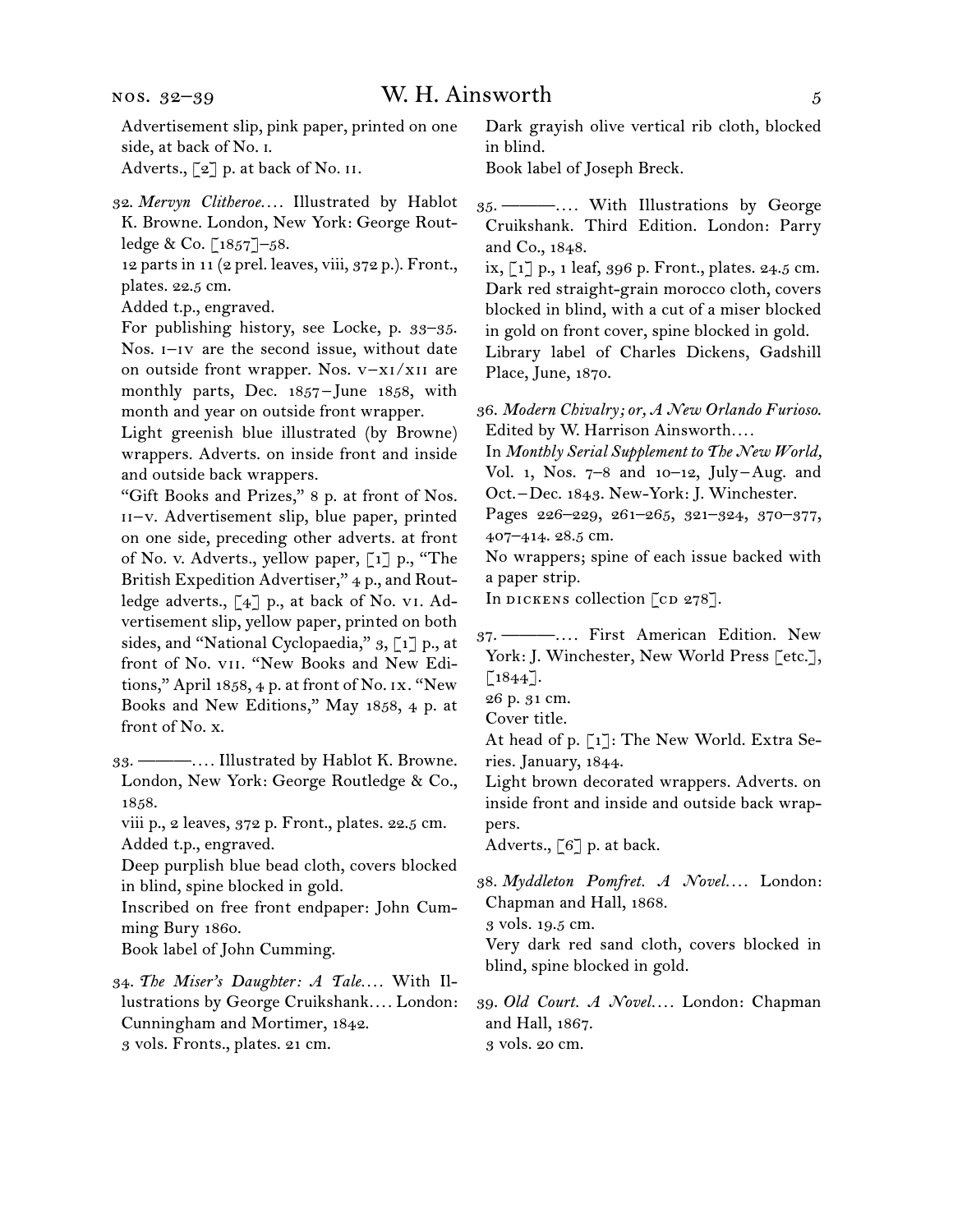Advertisement slip, pink paper, printed on one side, at back of No. i.
Adverts., [2] p. at back of No. ii.

32. *Mervyn Clitheroe*.... Illustrated by Hablot K. Browne. London, New York: George Routledge & Co. [1857]–58.
12 parts in 11 (2 prel. leaves, viii, 372 p.). Front., plates. 22.5 cm.
Added t.p., engraved.
For publishing history, see Locke, p. 33–35. Nos. i–iv are the second issue, without date on outside front wrapper. Nos. v–xi/xii are monthly parts, Dec. 1857–June 1858, with month and year on outside front wrapper.
Light greenish blue illustrated (by Browne) wrappers. Adverts. on inside front and inside and outside back wrappers.
"Gift Books and Prizes," 8 p. at front of Nos. ii–v. Advertisement slip, blue paper, printed on one side, preceding other adverts. at front of No. v. Adverts., yellow paper, [1] p., "The British Expedition Advertiser," 4 p., and Routledge adverts., [4] p., at back of No. vi. Advertisement slip, yellow paper, printed on both sides, and "National Cyclopaedia," 3, [1] p., at front of No. vii. "New Books and New Editions," April 1858, 4 p. at front of No. ix. "New Books and New Editions," May 1858, 4 p. at front of No. x.

33. ———.... Illustrated by Hablot K. Browne. London, New York: George Routledge & Co., 1858.
viii p., 2 leaves, 372 p. Front., plates. 22.5 cm.
Added t.p., engraved.
Deep purplish blue bead cloth, covers blocked in blind, spine blocked in gold.
Inscribed on free front endpaper: John Cumming Bury 1860.
Book label of John Cumming.

34. *The Miser's Daughter: A Tale*.... With Illustrations by George Cruikshank.... London: Cunningham and Mortimer, 1842.
3 vols. Fronts., plates. 21 cm.
Dark grayish olive vertical rib cloth, blocked in blind.
Book label of Joseph Breck.

35. ———.... With Illustrations by George Cruikshank. Third Edition. London: Parry and Co., 1848.
ix, [1] p., 1 leaf, 396 p. Front., plates. 24.5 cm.
Dark red straight-grain morocco cloth, covers blocked in blind, with a cut of a miser blocked in gold on front cover, spine blocked in gold.
Library label of Charles Dickens, Gadshill Place, June, 1870.

36. *Modern Chivalry; or, A New Orlando Furioso*. Edited by W. Harrison Ainsworth....
In *Monthly Serial Supplement to The New World*, Vol. 1, Nos. 7–8 and 10–12, July–Aug. and Oct.–Dec. 1843. New-York: J. Winchester.
Pages 226–229, 261–265, 321–324, 370–377, 407–414. 28.5 cm.
No wrappers; spine of each issue backed with a paper strip.
In dickens collection [cd 278].

37. ———.... First American Edition. New York: J. Winchester, New World Press [etc.], [1844].
26 p. 31 cm.
Cover title.
At head of p. [1]: The New World. Extra Series. January, 1844.
Light brown decorated wrappers. Adverts. on inside front and inside and outside back wrappers.
Adverts., [6] p. at back.

38. *Myddleton Pomfret. A Novel*.... London: Chapman and Hall, 1868.
3 vols. 19.5 cm.
Very dark red sand cloth, covers blocked in blind, spine blocked in gold.

39. *Old Court. A Novel*.... London: Chapman and Hall, 1867.
3 vols. 20 cm.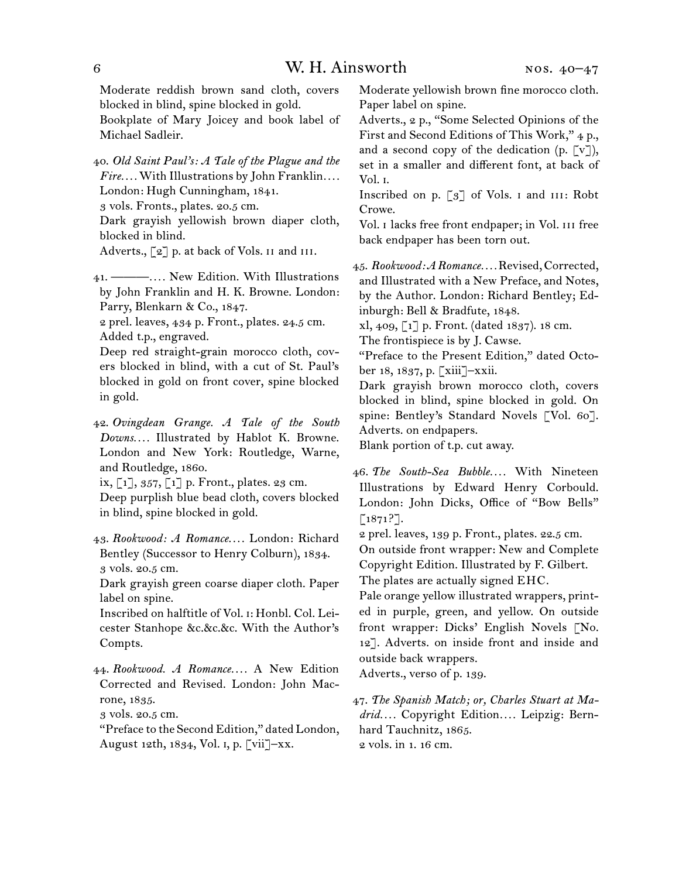Moderate reddish brown sand cloth, covers blocked in blind, spine blocked in gold.
Bookplate of Mary Joicey and book label of Michael Sadleir.

40. *Old Saint Paul's: A Tale of the Plague and the Fire.*... With Illustrations by John Franklin.... London: Hugh Cunningham, 1841.
3 vols. Fronts., plates. 20.5 cm.
Dark grayish yellowish brown diaper cloth, blocked in blind.
Adverts., [2] p. at back of Vols. II and III.

41. ———.... New Edition. With Illustrations by John Franklin and H. K. Browne. London: Parry, Blenkarn & Co., 1847.
2 prel. leaves, 434 p. Front., plates. 24.5 cm.
Added t.p., engraved.
Deep red straight-grain morocco cloth, covers blocked in blind, with a cut of St. Paul's blocked in gold on front cover, spine blocked in gold.

42. *Ovingdean Grange. A Tale of the South Downs.*... Illustrated by Hablot K. Browne. London and New York: Routledge, Warne, and Routledge, 1860.
ix, [1], 357, [1] p. Front., plates. 23 cm.
Deep purplish blue bead cloth, covers blocked in blind, spine blocked in gold.

43. *Rookwood: A Romance.*... London: Richard Bentley (Successor to Henry Colburn), 1834.
3 vols. 20.5 cm.
Dark grayish green coarse diaper cloth. Paper label on spine.
Inscribed on halftitle of Vol. I: Honbl. Col. Leicester Stanhope &c.&c.&c. With the Author's Compts.

44. *Rookwood. A Romance.*... A New Edition Corrected and Revised. London: John Macrone, 1835.
3 vols. 20.5 cm.
"Preface to the Second Edition," dated London, August 12th, 1834, Vol. I, p. [vii]–xx.
Moderate yellowish brown fine morocco cloth. Paper label on spine.
Adverts., 2 p., "Some Selected Opinions of the First and Second Editions of This Work," 4 p., and a second copy of the dedication (p. [v]), set in a smaller and different font, at back of Vol. I.
Inscribed on p. [3] of Vols. I and III: Robt Crowe.
Vol. I lacks free front endpaper; in Vol. III free back endpaper has been torn out.

45. *Rookwood: A Romance.*... Revised, Corrected, and Illustrated with a New Preface, and Notes, by the Author. London: Richard Bentley; Edinburgh: Bell & Bradfute, 1848.
xl, 409, [1] p. Front. (dated 1837). 18 cm.
The frontispiece is by J. Cawse.
"Preface to the Present Edition," dated October 18, 1837, p. [xiii]–xxii.
Dark grayish brown morocco cloth, covers blocked in blind, spine blocked in gold. On spine: Bentley's Standard Novels [Vol. 60]. Adverts. on endpapers.
Blank portion of t.p. cut away.

46. *The South-Sea Bubble.*... With Nineteen Illustrations by Edward Henry Corbould. London: John Dicks, Office of "Bow Bells" [1871?].
2 prel. leaves, 139 p. Front., plates. 22.5 cm.
On outside front wrapper: New and Complete Copyright Edition. Illustrated by F. Gilbert.
The plates are actually signed EHC.
Pale orange yellow illustrated wrappers, printed in purple, green, and yellow. On outside front wrapper: Dicks' English Novels [No. 12]. Adverts. on inside front and inside and outside back wrappers.
Adverts., verso of p. 139.

47. *The Spanish Match; or, Charles Stuart at Madrid.*... Copyright Edition.... Leipzig: Bernhard Tauchnitz, 1865.
2 vols. in 1. 16 cm.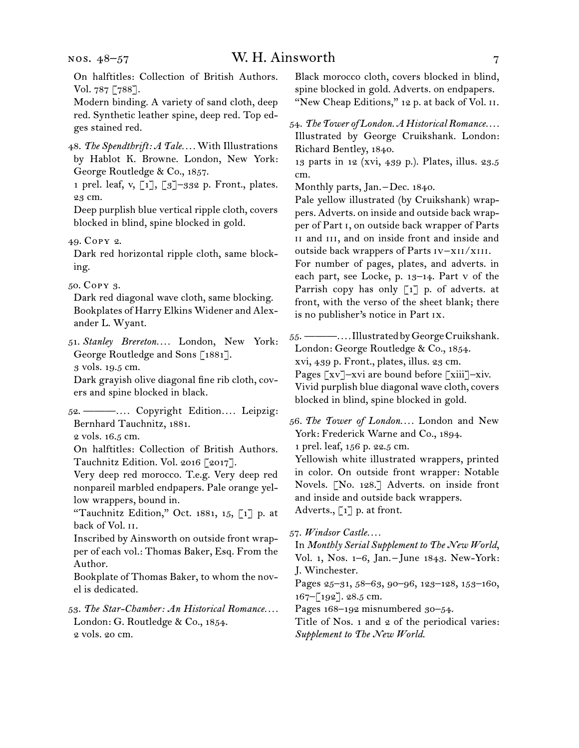On halftitles: Collection of British Authors. Vol. 787 [788].

Modern binding. A variety of sand cloth, deep red. Synthetic leather spine, deep red. Top edges stained red.

48. *The Spendthrift: A Tale.*… With Illustrations by Hablot K. Browne. London, New York: George Routledge & Co., 1857.
1 prel. leaf, v, [1], [3]–332 p. Front., plates. 23 cm.
Deep purplish blue vertical ripple cloth, covers blocked in blind, spine blocked in gold.

49. Copy 2.
Dark red horizontal ripple cloth, same blocking.

50. Copy 3.
Dark red diagonal wave cloth, same blocking.
Bookplates of Harry Elkins Widener and Alexander L. Wyant.

51. *Stanley Brereton.*… London, New York: George Routledge and Sons [1881].
3 vols. 19.5 cm.
Dark grayish olive diagonal fine rib cloth, covers and spine blocked in black.

52. ———.… Copyright Edition.… Leipzig: Bernhard Tauchnitz, 1881.
2 vols. 16.5 cm.
On halftitles: Collection of British Authors. Tauchnitz Edition. Vol. 2016 [2017].
Very deep red morocco. T.e.g. Very deep red nonpareil marbled endpapers. Pale orange yellow wrappers, bound in.
"Tauchnitz Edition," Oct. 1881, 15, [1] p. at back of Vol. II.
Inscribed by Ainsworth on outside front wrapper of each vol.: Thomas Baker, Esq. From the Author.
Bookplate of Thomas Baker, to whom the novel is dedicated.

53. *The Star-Chamber: An Historical Romance.*… London: G. Routledge & Co., 1854.
2 vols. 20 cm.
Black morocco cloth, covers blocked in blind, spine blocked in gold. Adverts. on endpapers.
"New Cheap Editions," 12 p. at back of Vol. II.

54. *The Tower of London. A Historical Romance.*… Illustrated by George Cruikshank. London: Richard Bentley, 1840.
13 parts in 12 (xvi, 439 p.). Plates, illus. 23.5 cm.
Monthly parts, Jan.–Dec. 1840.
Pale yellow illustrated (by Cruikshank) wrappers. Adverts. on inside and outside back wrapper of Part I, on outside back wrapper of Parts II and III, and on inside front and inside and outside back wrappers of Parts IV–XII/XIII.
For number of pages, plates, and adverts. in each part, see Locke, p. 13–14. Part V of the Parrish copy has only [1] p. of adverts. at front, with the verso of the sheet blank; there is no publisher's notice in Part IX.

55. ———.… Illustrated by George Cruikshank. London: George Routledge & Co., 1854.
xvi, 439 p. Front., plates, illus. 23 cm.
Pages [xv]–xvi are bound before [xiii]–xiv.
Vivid purplish blue diagonal wave cloth, covers blocked in blind, spine blocked in gold.

56. *The Tower of London.*… London and New York: Frederick Warne and Co., 1894.
1 prel. leaf, 156 p. 22.5 cm.
Yellowish white illustrated wrappers, printed in color. On outside front wrapper: Notable Novels. [No. 128.] Adverts. on inside front and inside and outside back wrappers.
Adverts., [1] p. at front.

57. *Windsor Castle.*…
In *Monthly Serial Supplement to The New World*, Vol. 1, Nos. 1–6, Jan.–June 1843. New-York: J. Winchester.
Pages 25–31, 58–63, 90–96, 123–128, 153–160, 167–[192]. 28.5 cm.
Pages 168–192 misnumbered 30–54.
Title of Nos. 1 and 2 of the periodical varies: *Supplement to The New World.*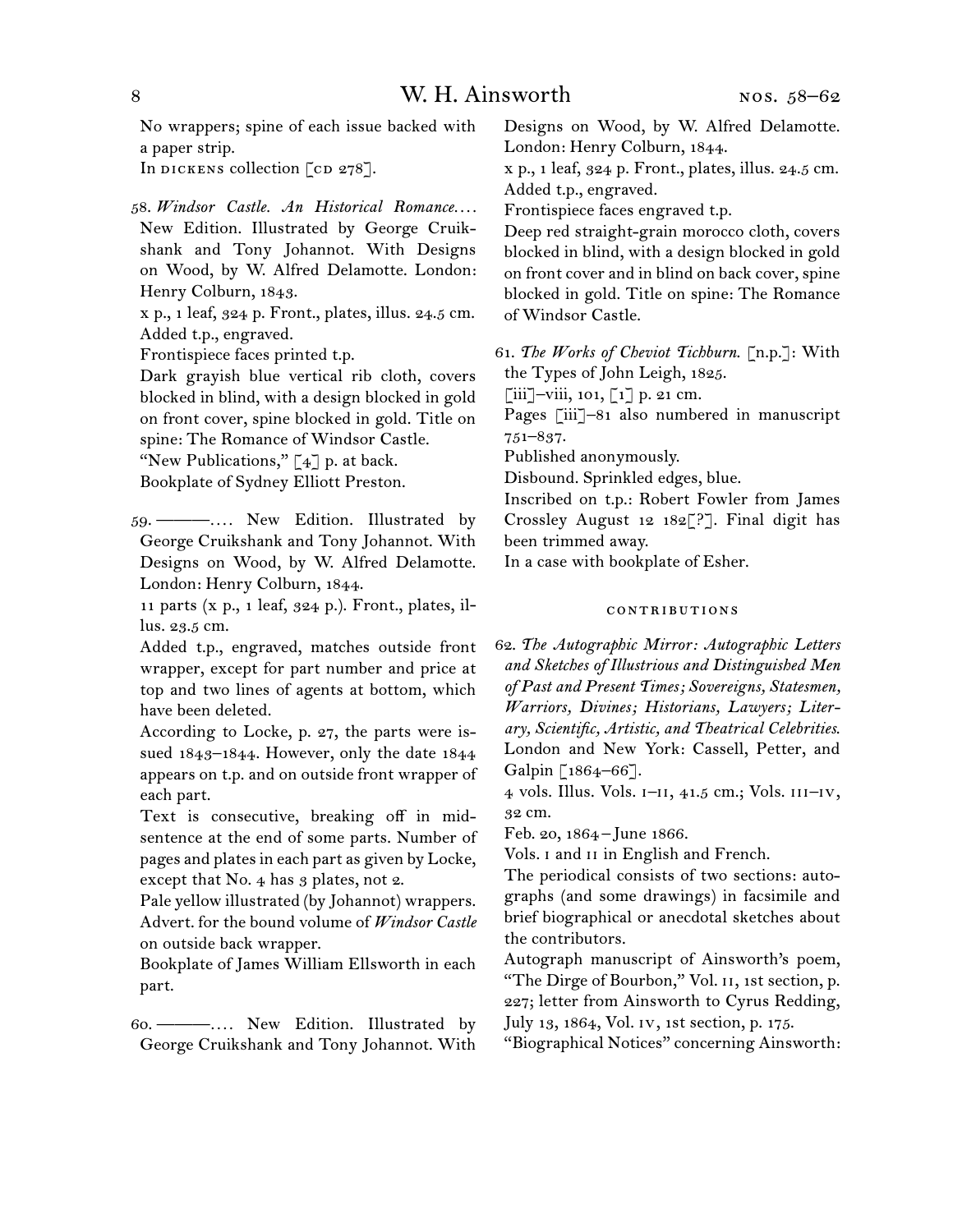No wrappers; spine of each issue backed with a paper strip.
In DICKENS collection [CD 278].

58. *Windsor Castle. An Historical Romance....* New Edition. Illustrated by George Cruikshank and Tony Johannot. With Designs on Wood, by W. Alfred Delamotte. London: Henry Colburn, 1843.
x p., 1 leaf, 324 p. Front., plates, illus. 24.5 cm.
Added t.p., engraved.
Frontispiece faces printed t.p.
Dark grayish blue vertical rib cloth, covers blocked in blind, with a design blocked in gold on front cover, spine blocked in gold. Title on spine: The Romance of Windsor Castle.
"New Publications," [4] p. at back.
Bookplate of Sydney Elliott Preston.

59. ———.... New Edition. Illustrated by George Cruikshank and Tony Johannot. With Designs on Wood, by W. Alfred Delamotte. London: Henry Colburn, 1844.
11 parts (x p., 1 leaf, 324 p.). Front., plates, illus. 23.5 cm.
Added t.p., engraved, matches outside front wrapper, except for part number and price at top and two lines of agents at bottom, which have been deleted.
According to Locke, p. 27, the parts were issued 1843–1844. However, only the date 1844 appears on t.p. and on outside front wrapper of each part.
Text is consecutive, breaking off in mid-sentence at the end of some parts. Number of pages and plates in each part as given by Locke, except that No. 4 has 3 plates, not 2.
Pale yellow illustrated (by Johannot) wrappers. Advert. for the bound volume of *Windsor Castle* on outside back wrapper.
Bookplate of James William Ellsworth in each part.

60. ———.... New Edition. Illustrated by George Cruikshank and Tony Johannot. With Designs on Wood, by W. Alfred Delamotte. London: Henry Colburn, 1844.
x p., 1 leaf, 324 p. Front., plates, illus. 24.5 cm.
Added t.p., engraved.
Frontispiece faces engraved t.p.
Deep red straight-grain morocco cloth, covers blocked in blind, with a design blocked in gold on front cover and in blind on back cover, spine blocked in gold. Title on spine: The Romance of Windsor Castle.

61. *The Works of Cheviot Tichburn.* [n.p.]: With the Types of John Leigh, 1825.
[iii]–viii, 101, [1] p. 21 cm.
Pages [iii]–81 also numbered in manuscript 751–837.
Published anonymously.
Disbound. Sprinkled edges, blue.
Inscribed on t.p.: Robert Fowler from James Crossley August 12 182[?]. Final digit has been trimmed away.
In a case with bookplate of Esher.

### CONTRIBUTIONS

62. *The Autographic Mirror: Autographic Letters and Sketches of Illustrious and Distinguished Men of Past and Present Times; Sovereigns, Statesmen, Warriors, Divines; Historians, Lawyers; Literary, Scientific, Artistic, and Theatrical Celebrities.* London and New York: Cassell, Petter, and Galpin [1864–66].
4 vols. Illus. Vols. I–II, 41.5 cm.; Vols. III–IV, 32 cm.
Feb. 20, 1864–June 1866.
Vols. I and II in English and French.
The periodical consists of two sections: autographs (and some drawings) in facsimile and brief biographical or anecdotal sketches about the contributors.
Autograph manuscript of Ainsworth's poem, "The Dirge of Bourbon," Vol. II, 1st section, p. 227; letter from Ainsworth to Cyrus Redding, July 13, 1864, Vol. IV, 1st section, p. 175.
"Biographical Notices" concerning Ainsworth: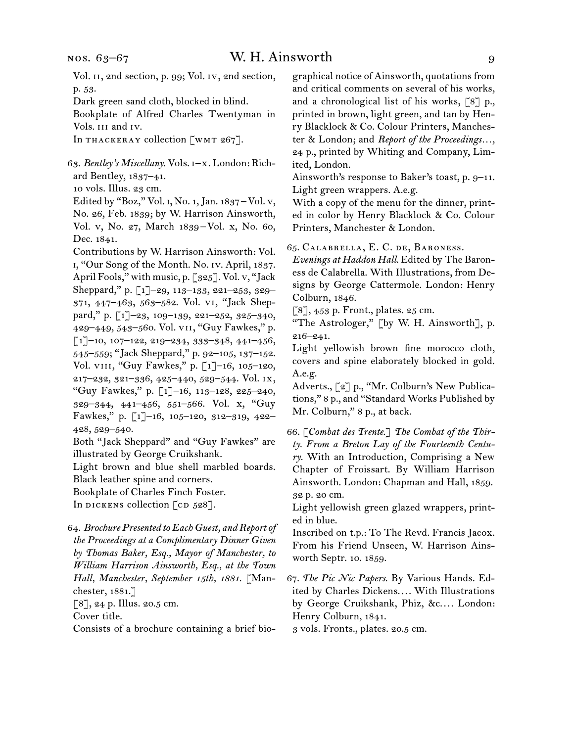Vol. ii, 2nd section, p. 99; Vol. iv, 2nd section, p. 53.

Dark green sand cloth, blocked in blind.

Bookplate of Alfred Charles Twentyman in Vols. iii and iv.

In THACKERAY collection [WMT 267].

63. *Bentley's Miscellany.* Vols. i–x. London: Richard Bentley, 1837–41.

10 vols. Illus. 23 cm.

Edited by "Boz," Vol. i, No. 1, Jan. 1837 – Vol. v, No. 26, Feb. 1839; by W. Harrison Ainsworth, Vol. v, No. 27, March 1839 – Vol. x, No. 60, Dec. 1841.

Contributions by W. Harrison Ainsworth: Vol. i, "Our Song of the Month. No. iv. April, 1837. April Fools," with music, p. [325]. Vol. v, "Jack Sheppard," p. [1]–29, 113–133, 221–253, 329–371, 447–463, 563–582. Vol. vi, "Jack Sheppard," p. [1]–23, 109–139, 221–252, 325–340, 429–449, 543–560. Vol. vii, "Guy Fawkes," p. [1]–10, 107–122, 219–234, 333–348, 441–456, 545–559; "Jack Sheppard," p. 92–105, 137–152. Vol. viii, "Guy Fawkes," p. [1]–16, 105–120, 217–232, 321–336, 425–440, 529–544. Vol. ix, "Guy Fawkes," p. [1]–16, 113–128, 225–240, 329–344, 441–456, 551–566. Vol. x, "Guy Fawkes," p. [1]–16, 105–120, 312–319, 422–428, 529–540.

Both "Jack Sheppard" and "Guy Fawkes" are illustrated by George Cruikshank.

Light brown and blue shell marbled boards. Black leather spine and corners.

Bookplate of Charles Finch Foster.

In DICKENS collection [CD 528].

64. *Brochure Presented to Each Guest, and Report of the Proceedings at a Complimentary Dinner Given by Thomas Baker, Esq., Mayor of Manchester, to William Harrison Ainsworth, Esq., at the Town Hall, Manchester, September 15th, 1881.* [Manchester, 1881.]

[8], 24 p. Illus. 20.5 cm.

Cover title.

Consists of a brochure containing a brief biographical notice of Ainsworth, quotations from and critical comments on several of his works, and a chronological list of his works, [8] p., printed in brown, light green, and tan by Henry Blacklock & Co. Colour Printers, Manchester & London; and *Report of the Proceedings…*, 24 p., printed by Whiting and Company, Limited, London.

Ainsworth's response to Baker's toast, p. 9–11.

Light green wrappers. A.e.g.

With a copy of the menu for the dinner, printed in color by Henry Blacklock & Co. Colour Printers, Manchester & London.

65. Calabrella, E. C. de, Baroness.

*Evenings at Haddon Hall.* Edited by The Baroness de Calabrella. With Illustrations, from Designs by George Cattermole. London: Henry Colburn, 1846.

[8], 453 p. Front., plates. 25 cm.

"The Astrologer," [by W. H. Ainsworth], p. 216–241.

Light yellowish brown fine morocco cloth, covers and spine elaborately blocked in gold. A.e.g.

Adverts., [2] p., "Mr. Colburn's New Publications," 8 p., and "Standard Works Published by Mr. Colburn," 8 p., at back.

66. [*Combat des Trente.*] *The Combat of the Thirty. From a Breton Lay of the Fourteenth Century.* With an Introduction, Comprising a New Chapter of Froissart. By William Harrison Ainsworth. London: Chapman and Hall, 1859.

32 p. 20 cm.

Light yellowish green glazed wrappers, printed in blue.

Inscribed on t.p.: To The Revd. Francis Jacox. From his Friend Unseen, W. Harrison Ainsworth Septr. 10. 1859.

67. *The Pic Nic Papers.* By Various Hands. Edited by Charles Dickens.… With Illustrations by George Cruikshank, Phiz, &c.… London: Henry Colburn, 1841.

3 vols. Fronts., plates. 20.5 cm.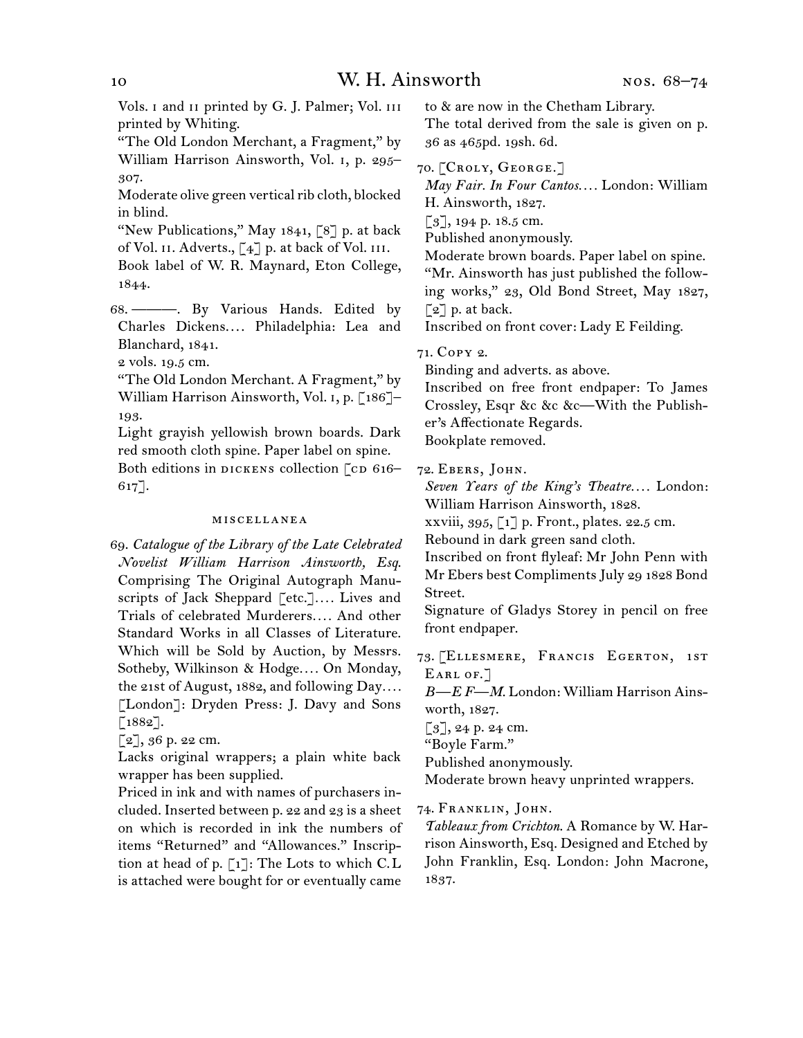Vols. i and ii printed by G. J. Palmer; Vol. iii printed by Whiting.

"The Old London Merchant, a Fragment," by William Harrison Ainsworth, Vol. i, p. 295–307.

Moderate olive green vertical rib cloth, blocked in blind.

"New Publications," May 1841, [8] p. at back of Vol. ii. Adverts., [4] p. at back of Vol. iii.

Book label of W. R. Maynard, Eton College, 1844.

68. ———. By Various Hands. Edited by Charles Dickens.… Philadelphia: Lea and Blanchard, 1841.

2 vols. 19.5 cm.

"The Old London Merchant. A Fragment," by William Harrison Ainsworth, Vol. i, p. [186]–193.

Light grayish yellowish brown boards. Dark red smooth cloth spine. Paper label on spine.

Both editions in dickens collection [cd 616–617].

### miscellanea

69. *Catalogue of the Library of the Late Celebrated Novelist William Harrison Ainsworth, Esq.* Comprising The Original Autograph Manuscripts of Jack Sheppard [etc.].… Lives and Trials of celebrated Murderers.… And other Standard Works in all Classes of Literature. Which will be Sold by Auction, by Messrs. Sotheby, Wilkinson & Hodge.… On Monday, the 21st of August, 1882, and following Day.… [London]: Dryden Press: J. Davy and Sons [1882].

[2], 36 p. 22 cm.

Lacks original wrappers; a plain white back wrapper has been supplied.

Priced in ink and with names of purchasers included. Inserted between p. 22 and 23 is a sheet on which is recorded in ink the numbers of items "Returned" and "Allowances." Inscription at head of p. [1]: The Lots to which C.L is attached were bought for or eventually came to & are now in the Chetham Library.

The total derived from the sale is given on p. 36 as 465pd. 19sh. 6d.

70. [Croly, George.]

*May Fair. In Four Cantos.*… London: William H. Ainsworth, 1827.

[3], 194 p. 18.5 cm.

Published anonymously.

Moderate brown boards. Paper label on spine.

"Mr. Ainsworth has just published the following works," 23, Old Bond Street, May 1827, [2] p. at back.

Inscribed on front cover: Lady E Feilding.

71. Copy 2.

Binding and adverts. as above.

Inscribed on free front endpaper: To James Crossley, Esqr &c &c &c—With the Publisher's Affectionate Regards.

Bookplate removed.

72. Ebers, John.

*Seven Years of the King's Theatre.*… London: William Harrison Ainsworth, 1828.

xxviii, 395, [1] p. Front., plates. 22.5 cm.

Rebound in dark green sand cloth.

Inscribed on front flyleaf: Mr John Penn with Mr Ebers best Compliments July 29 1828 Bond Street.

Signature of Gladys Storey in pencil on free front endpaper.

73. [Ellesmere, Francis Egerton, 1st Earl of.]

*B—E F—M.* London: William Harrison Ainsworth, 1827.

[3], 24 p. 24 cm.

"Boyle Farm."

Published anonymously.

Moderate brown heavy unprinted wrappers.

74. Franklin, John.

*Tableaux from Crichton.* A Romance by W. Harrison Ainsworth, Esq. Designed and Etched by John Franklin, Esq. London: John Macrone, 1837.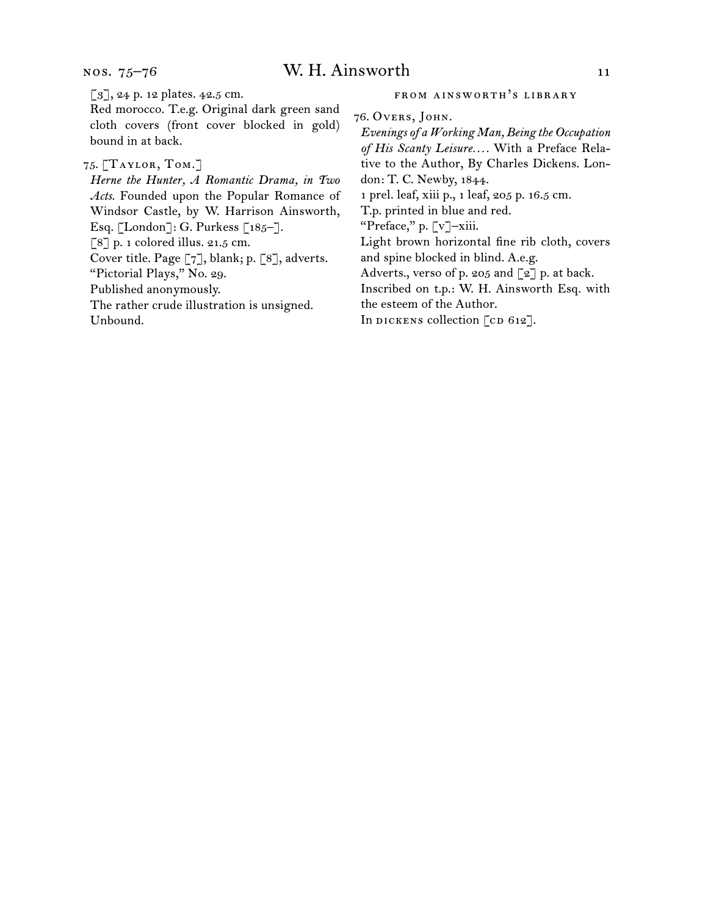[3], 24 p. 12 plates. 42.5 cm.

Red morocco. T.e.g. Original dark green sand cloth covers (front cover blocked in gold) bound in at back.

75. [Taylor, Tom.]

*Herne the Hunter, A Romantic Drama, in Two Acts.* Founded upon the Popular Romance of Windsor Castle, by W. Harrison Ainsworth, Esq. [London]: G. Purkess [185–].

[8] p. 1 colored illus. 21.5 cm.

Cover title. Page [7], blank; p. [8], adverts.

"Pictorial Plays," No. 29.

Published anonymously.

The rather crude illustration is unsigned.

Unbound.

### FROM AINSWORTH'S LIBRARY

76. Overs, John.

*Evenings of a Working Man, Being the Occupation of His Scanty Leisure....* With a Preface Relative to the Author, By Charles Dickens. London: T. C. Newby, 1844.

1 prel. leaf, xiii p., 1 leaf, 205 p. 16.5 cm.

T.p. printed in blue and red.

"Preface," p. [v]–xiii.

Light brown horizontal fine rib cloth, covers and spine blocked in blind. A.e.g.

Adverts., verso of p. 205 and [2] p. at back.

Inscribed on t.p.: W. H. Ainsworth Esq. with the esteem of the Author.

In DICKENS collection [CD 612].